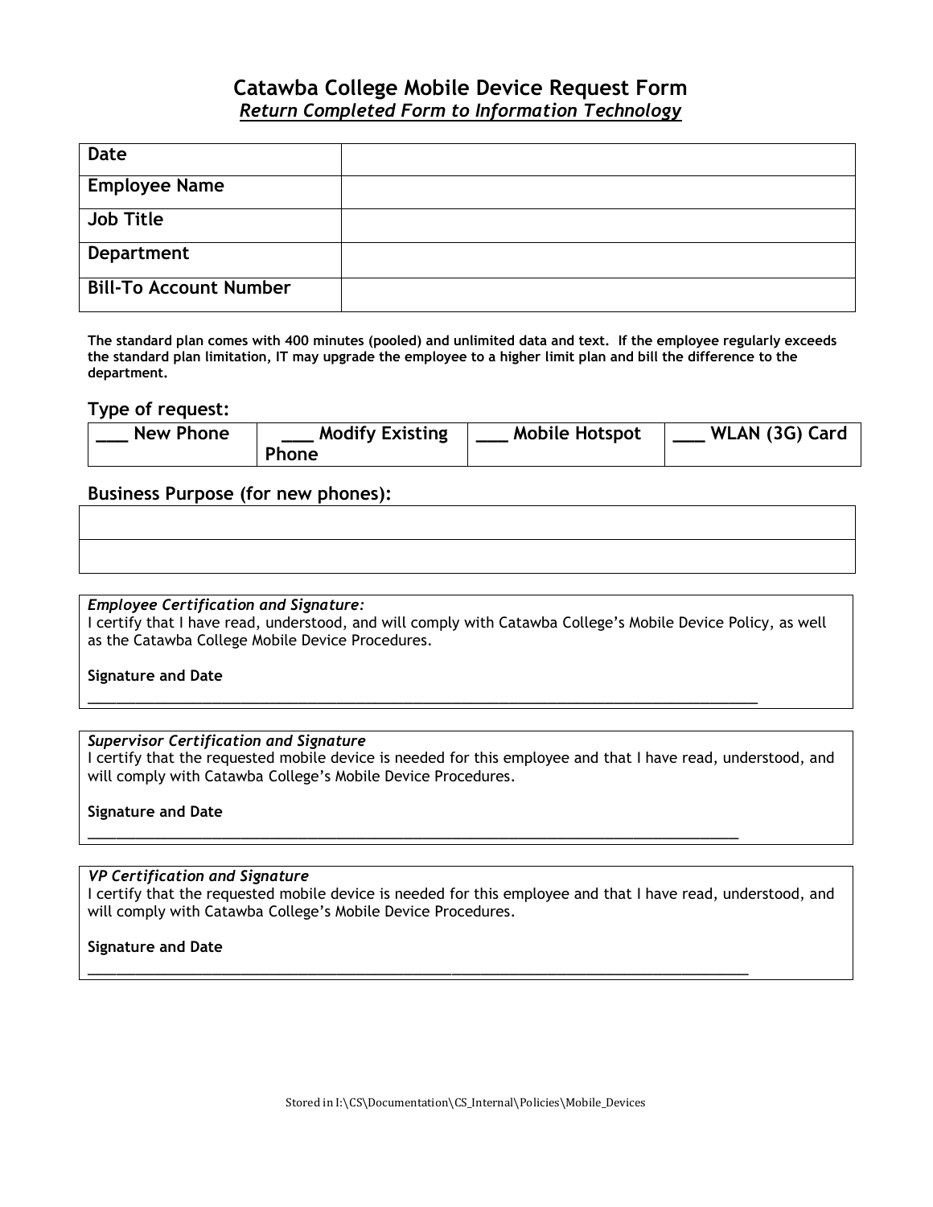# Catawba College Mobile Device Request Form

***Return Completed Form to Information Technology***

| **Date** | |
|---|---|
| **Employee Name** | |
| **Job Title** | |
| **Department** | |
| **Bill-To Account Number** | |

**The standard plan comes with 400 minutes (pooled) and unlimited data and text. If the employee regularly exceeds the standard plan limitation, IT may upgrade the employee to a higher limit plan and bill the difference to the department.**

## Type of request:

| **___ New Phone** | **___ Modify Existing Phone** | **___ Mobile Hotspot** | **___ WLAN (3G) Card** |
|---|---|---|---|

## Business Purpose (for new phones):

| |
|---|
| |
| |

*Employee Certification and Signature:*

I certify that I have read, understood, and will comply with Catawba College's Mobile Device Policy, as well as the Catawba College Mobile Device Procedures.

**Signature and Date**

________________________________________________________________________________

*Supervisor Certification and Signature*

I certify that the requested mobile device is needed for this employee and that I have read, understood, and will comply with Catawba College's Mobile Device Procedures.

**Signature and Date**

________________________________________________________________________________

*VP Certification and Signature*

I certify that the requested mobile device is needed for this employee and that I have read, understood, and will comply with Catawba College's Mobile Device Procedures.

**Signature and Date**

________________________________________________________________________________

Stored in I:\CS\Documentation\CS_Internal\Policies\Mobile_Devices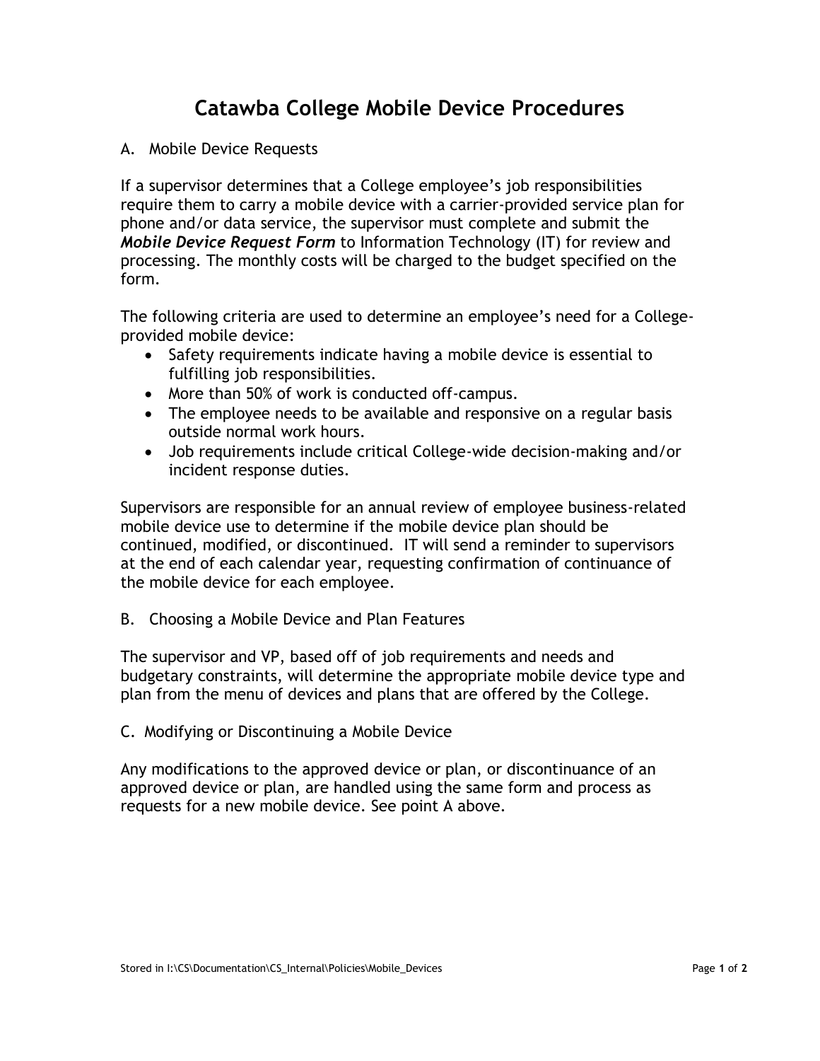# Catawba College Mobile Device Procedures

## A. Mobile Device Requests

If a supervisor determines that a College employee's job responsibilities require them to carry a mobile device with a carrier-provided service plan for phone and/or data service, the supervisor must complete and submit the ***Mobile Device Request Form*** to Information Technology (IT) for review and processing. The monthly costs will be charged to the budget specified on the form.

The following criteria are used to determine an employee's need for a College-provided mobile device:

- Safety requirements indicate having a mobile device is essential to fulfilling job responsibilities.
- More than 50% of work is conducted off-campus.
- The employee needs to be available and responsive on a regular basis outside normal work hours.
- Job requirements include critical College-wide decision-making and/or incident response duties.

Supervisors are responsible for an annual review of employee business-related mobile device use to determine if the mobile device plan should be continued, modified, or discontinued. IT will send a reminder to supervisors at the end of each calendar year, requesting confirmation of continuance of the mobile device for each employee.

## B. Choosing a Mobile Device and Plan Features

The supervisor and VP, based off of job requirements and needs and budgetary constraints, will determine the appropriate mobile device type and plan from the menu of devices and plans that are offered by the College.

## C. Modifying or Discontinuing a Mobile Device

Any modifications to the approved device or plan, or discontinuance of an approved device or plan, are handled using the same form and process as requests for a new mobile device. See point A above.

Stored in I:\CS\Documentation\CS_Internal\Policies\Mobile_Devices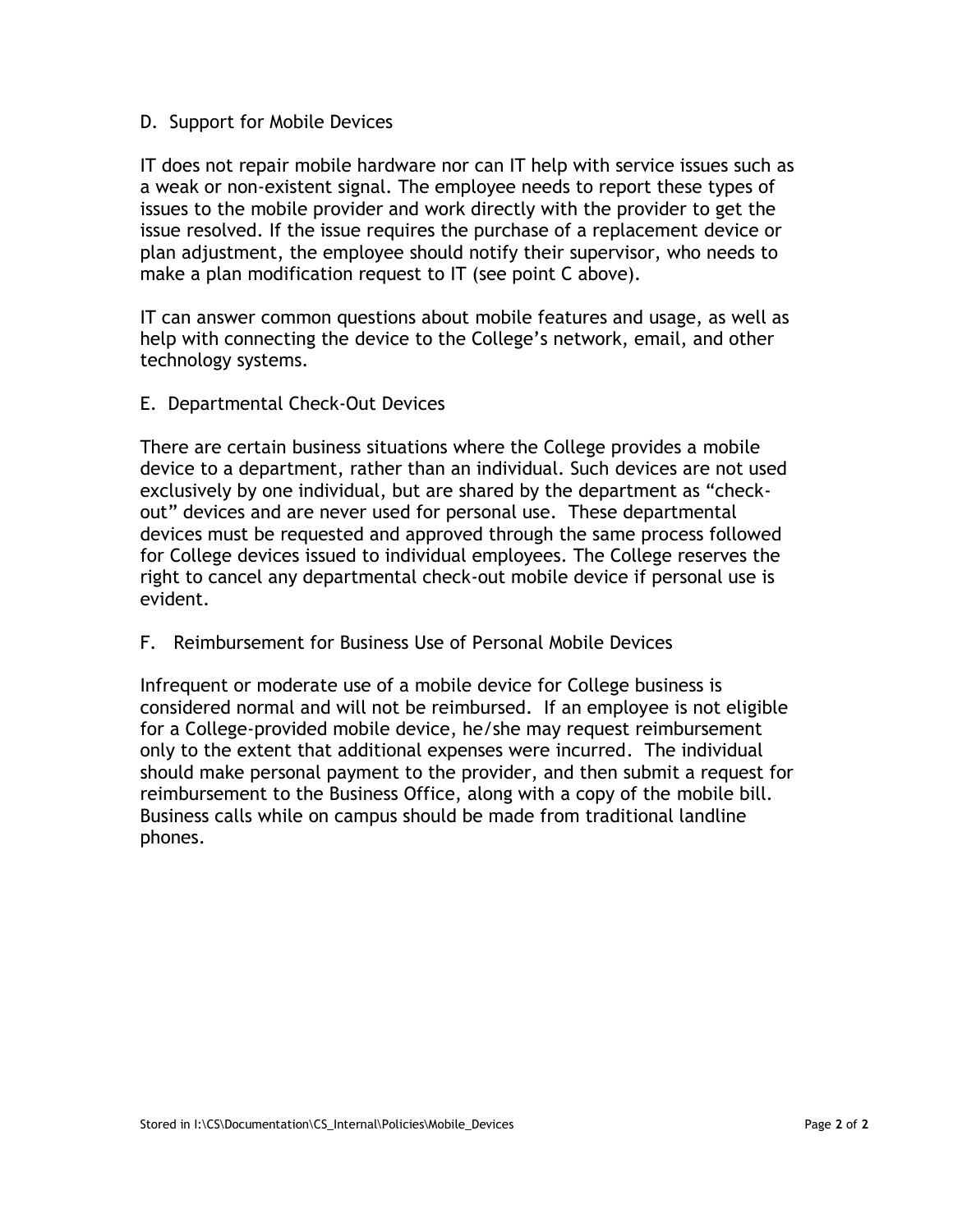## D. Support for Mobile Devices

IT does not repair mobile hardware nor can IT help with service issues such as a weak or non-existent signal. The employee needs to report these types of issues to the mobile provider and work directly with the provider to get the issue resolved. If the issue requires the purchase of a replacement device or plan adjustment, the employee should notify their supervisor, who needs to make a plan modification request to IT (see point C above).

IT can answer common questions about mobile features and usage, as well as help with connecting the device to the College's network, email, and other technology systems.

## E. Departmental Check-Out Devices

There are certain business situations where the College provides a mobile device to a department, rather than an individual. Such devices are not used exclusively by one individual, but are shared by the department as "check-out" devices and are never used for personal use. These departmental devices must be requested and approved through the same process followed for College devices issued to individual employees. The College reserves the right to cancel any departmental check-out mobile device if personal use is evident.

## F. Reimbursement for Business Use of Personal Mobile Devices

Infrequent or moderate use of a mobile device for College business is considered normal and will not be reimbursed. If an employee is not eligible for a College-provided mobile device, he/she may request reimbursement only to the extent that additional expenses were incurred. The individual should make personal payment to the provider, and then submit a request for reimbursement to the Business Office, along with a copy of the mobile bill. Business calls while on campus should be made from traditional landline phones.